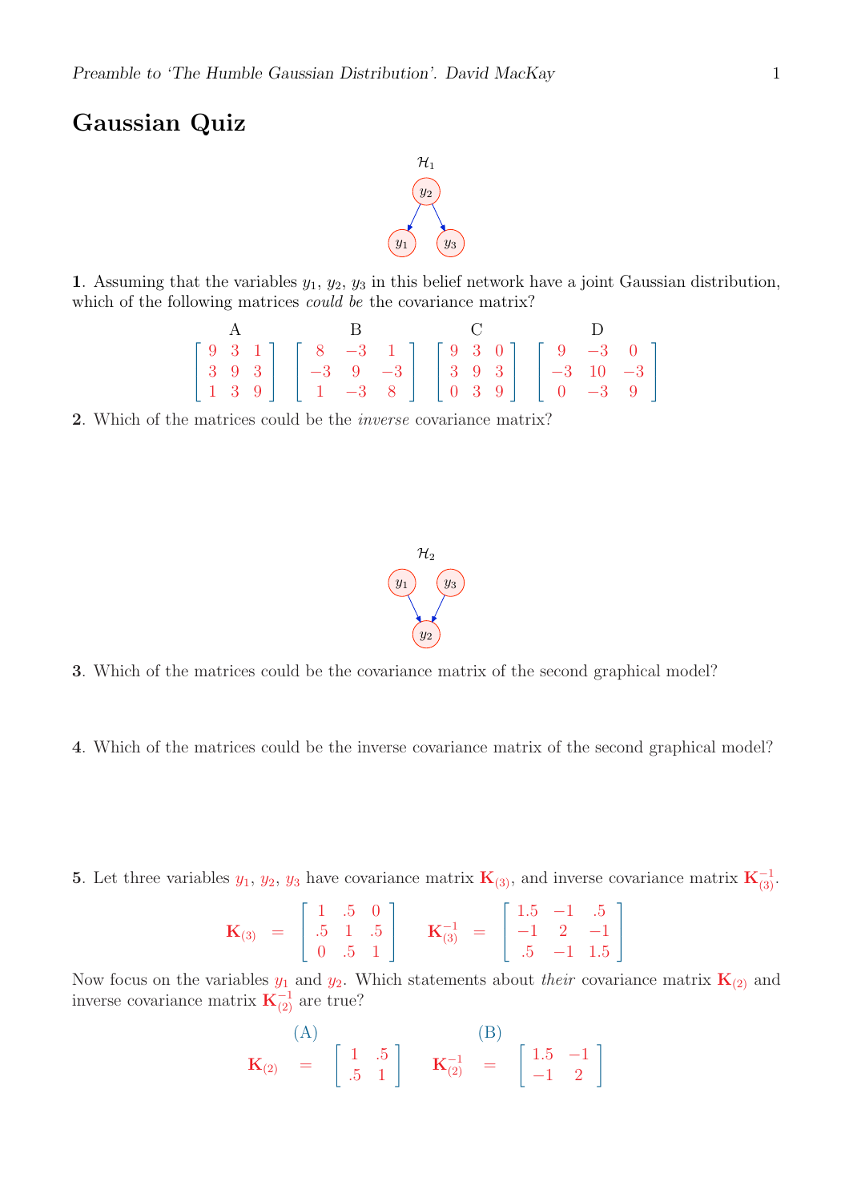# Gaussian Quiz

$\mathcal{H}_1$

$y_2 \rightarrow y_1$, $y_2 \rightarrow y_3$

**1**. Assuming that the variables $y_1$, $y_2$, $y_3$ in this belief network have a joint Gaussian distribution, which of the following matrices *could be* the covariance matrix?

$$\text{A} \quad \begin{bmatrix} 9 & 3 & 1 \\ 3 & 9 & 3 \\ 1 & 3 & 9 \end{bmatrix} \quad \text{B} \quad \begin{bmatrix} 8 & -3 & 1 \\ -3 & 9 & -3 \\ 1 & -3 & 8 \end{bmatrix} \quad \text{C} \quad \begin{bmatrix} 9 & 3 & 0 \\ 3 & 9 & 3 \\ 0 & 3 & 9 \end{bmatrix} \quad \text{D} \quad \begin{bmatrix} 9 & -3 & 0 \\ -3 & 10 & -3 \\ 0 & -3 & 9 \end{bmatrix}$$

**2**. Which of the matrices could be the *inverse* covariance matrix?

$\mathcal{H}_2$

$y_1 \rightarrow y_2$, $y_3 \rightarrow y_2$

**3**. Which of the matrices could be the covariance matrix of the second graphical model?

**4**. Which of the matrices could be the inverse covariance matrix of the second graphical model?

**5**. Let three variables $y_1$, $y_2$, $y_3$ have covariance matrix $\mathbf{K}_{(3)}$, and inverse covariance matrix $\mathbf{K}_{(3)}^{-1}$.

$$\mathbf{K}_{(3)} = \begin{bmatrix} 1 & .5 & 0 \\ .5 & 1 & .5 \\ 0 & .5 & 1 \end{bmatrix} \qquad \mathbf{K}_{(3)}^{-1} = \begin{bmatrix} 1.5 & -1 & .5 \\ -1 & 2 & -1 \\ .5 & -1 & 1.5 \end{bmatrix}$$

Now focus on the variables $y_1$ and $y_2$. Which statements about *their* covariance matrix $\mathbf{K}_{(2)}$ and inverse covariance matrix $\mathbf{K}_{(2)}^{-1}$ are true?

$$\text{(A)} \quad \mathbf{K}_{(2)} = \begin{bmatrix} 1 & .5 \\ .5 & 1 \end{bmatrix} \qquad \text{(B)} \quad \mathbf{K}_{(2)}^{-1} = \begin{bmatrix} 1.5 & -1 \\ -1 & 2 \end{bmatrix}$$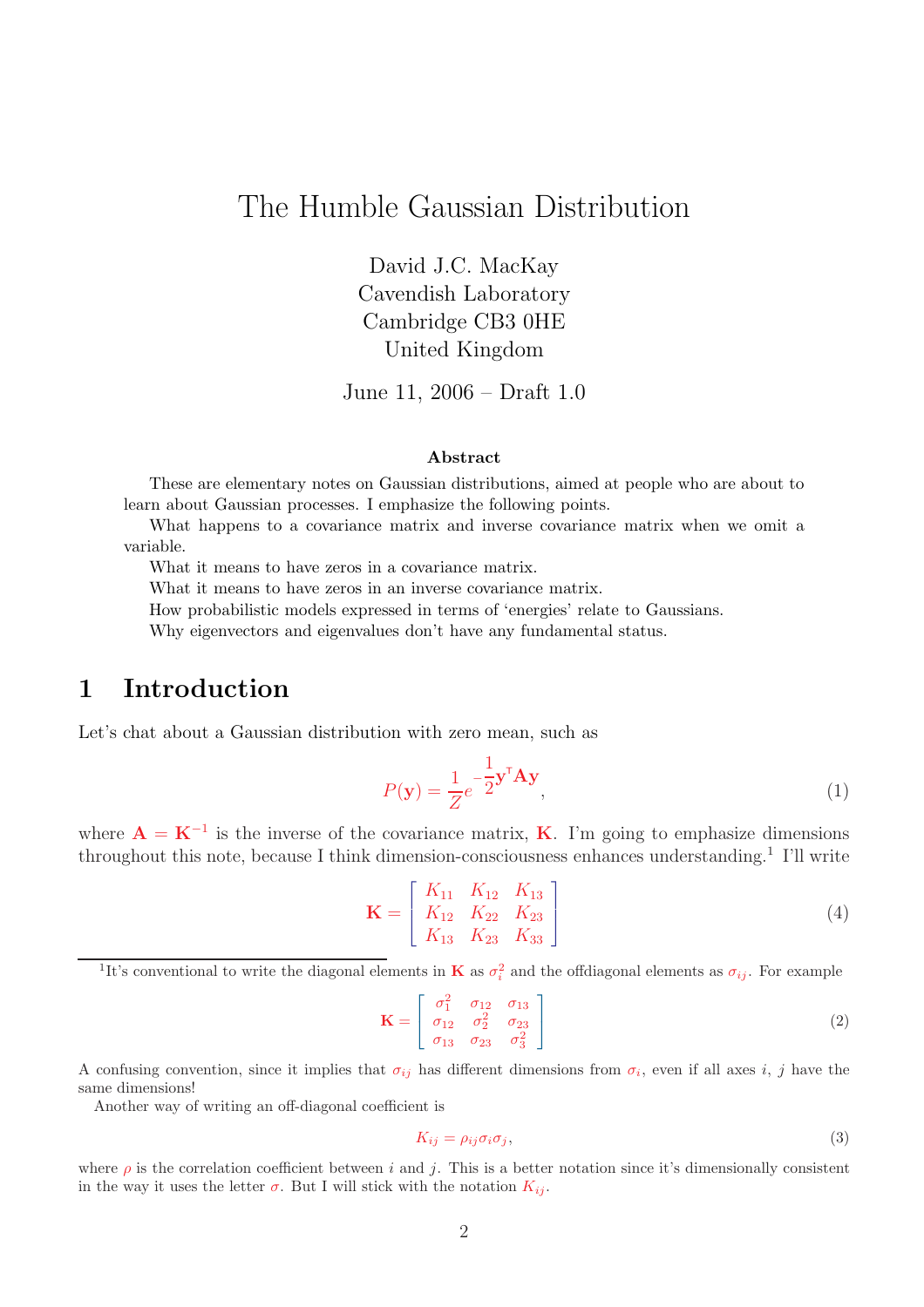# The Humble Gaussian Distribution

David J.C. MacKay
Cavendish Laboratory
Cambridge CB3 0HE
United Kingdom

June 11, 2006 – Draft 1.0

### Abstract

These are elementary notes on Gaussian distributions, aimed at people who are about to learn about Gaussian processes. I emphasize the following points.

What happens to a covariance matrix and inverse covariance matrix when we omit a variable.

What it means to have zeros in a covariance matrix.

What it means to have zeros in an inverse covariance matrix.

How probabilistic models expressed in terms of 'energies' relate to Gaussians.

Why eigenvectors and eigenvalues don't have any fundamental status.

## 1 Introduction

Let's chat about a Gaussian distribution with zero mean, such as

$$P(\mathbf{y}) = \frac{1}{Z} e^{-\frac{1}{2}\mathbf{y}^{\mathsf{T}}\mathbf{A}\mathbf{y}}, \tag{1}$$

where $\mathbf{A} = \mathbf{K}^{-1}$ is the inverse of the covariance matrix, $\mathbf{K}$. I'm going to emphasize dimensions throughout this note, because I think dimension-consciousness enhances understanding.[1] I'll write

$$\mathbf{K} = \begin{bmatrix} K_{11} & K_{12} & K_{13} \\ K_{12} & K_{22} & K_{23} \\ K_{13} & K_{23} & K_{33} \end{bmatrix} \tag{4}$$

---

[1] It's conventional to write the diagonal elements in $\mathbf{K}$ as $\sigma_i^2$ and the offdiagonal elements as $\sigma_{ij}$. For example

$$\mathbf{K} = \begin{bmatrix} \sigma_1^2 & \sigma_{12} & \sigma_{13} \\ \sigma_{12} & \sigma_2^2 & \sigma_{23} \\ \sigma_{13} & \sigma_{23} & \sigma_3^2 \end{bmatrix} \tag{2}$$

A confusing convention, since it implies that $\sigma_{ij}$ has different dimensions from $\sigma_i$, even if all axes $i$, $j$ have the same dimensions!

Another way of writing an off-diagonal coefficient is

$$K_{ij} = \rho_{ij}\sigma_i\sigma_j, \tag{3}$$

where $\rho$ is the correlation coefficient between $i$ and $j$. This is a better notation since it's dimensionally consistent in the way it uses the letter $\sigma$. But I will stick with the notation $K_{ij}$.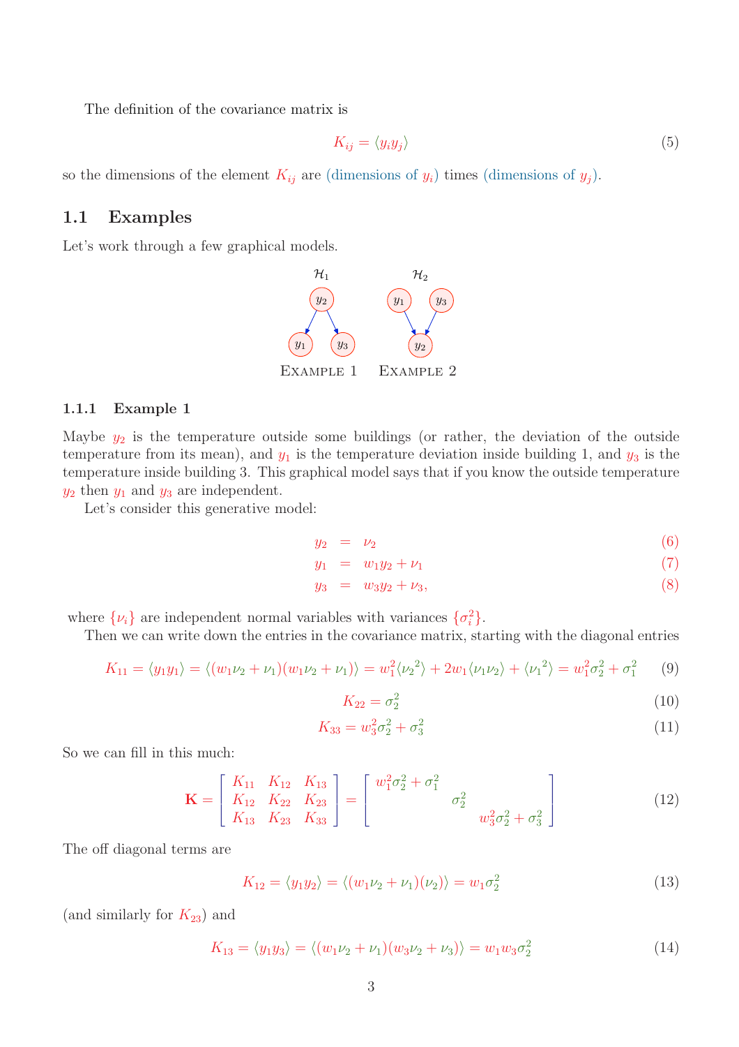The definition of the covariance matrix is

$$K_{ij} = \langle y_i y_j \rangle \tag{5}$$

so the dimensions of the element $K_{ij}$ are (dimensions of $y_i$) times (dimensions of $y_j$).

## 1.1 Examples

Let's work through a few graphical models.

$\mathcal{H}_1$: $y_2 \rightarrow y_1$, $y_2 \rightarrow y_3$ — Example 1

$\mathcal{H}_2$: $y_1 \rightarrow y_2$, $y_3 \rightarrow y_2$ — Example 2

### 1.1.1 Example 1

Maybe $y_2$ is the temperature outside some buildings (or rather, the deviation of the outside temperature from its mean), and $y_1$ is the temperature deviation inside building 1, and $y_3$ is the temperature inside building 3. This graphical model says that if you know the outside temperature $y_2$ then $y_1$ and $y_3$ are independent.

Let's consider this generative model:

$$y_2 = \nu_2 \tag{6}$$

$$y_1 = w_1 y_2 + \nu_1 \tag{7}$$

$$y_3 = w_3 y_2 + \nu_3, \tag{8}$$

where $\{\nu_i\}$ are independent normal variables with variances $\{\sigma_i^2\}$.

Then we can write down the entries in the covariance matrix, starting with the diagonal entries

$$K_{11} = \langle y_1 y_1 \rangle = \langle (w_1\nu_2 + \nu_1)(w_1\nu_2 + \nu_1) \rangle = w_1^2 \langle {\nu_2}^2 \rangle + 2w_1 \langle \nu_1 \nu_2 \rangle + \langle {\nu_1}^2 \rangle = w_1^2 \sigma_2^2 + \sigma_1^2 \tag{9}$$

$$K_{22} = \sigma_2^2 \tag{10}$$

$$K_{33} = w_3^2 \sigma_2^2 + \sigma_3^2 \tag{11}$$

So we can fill in this much:

$$\mathbf{K} = \begin{bmatrix} K_{11} & K_{12} & K_{13} \\ K_{12} & K_{22} & K_{23} \\ K_{13} & K_{23} & K_{33} \end{bmatrix} = \begin{bmatrix} w_1^2\sigma_2^2 + \sigma_1^2 & & \\ & \sigma_2^2 & \\ & & w_3^2\sigma_2^2 + \sigma_3^2 \end{bmatrix} \tag{12}$$

The off diagonal terms are

$$K_{12} = \langle y_1 y_2 \rangle = \langle (w_1\nu_2 + \nu_1)(\nu_2) \rangle = w_1 \sigma_2^2 \tag{13}$$

(and similarly for $K_{23}$) and

$$K_{13} = \langle y_1 y_3 \rangle = \langle (w_1\nu_2 + \nu_1)(w_3\nu_2 + \nu_3) \rangle = w_1 w_3 \sigma_2^2 \tag{14}$$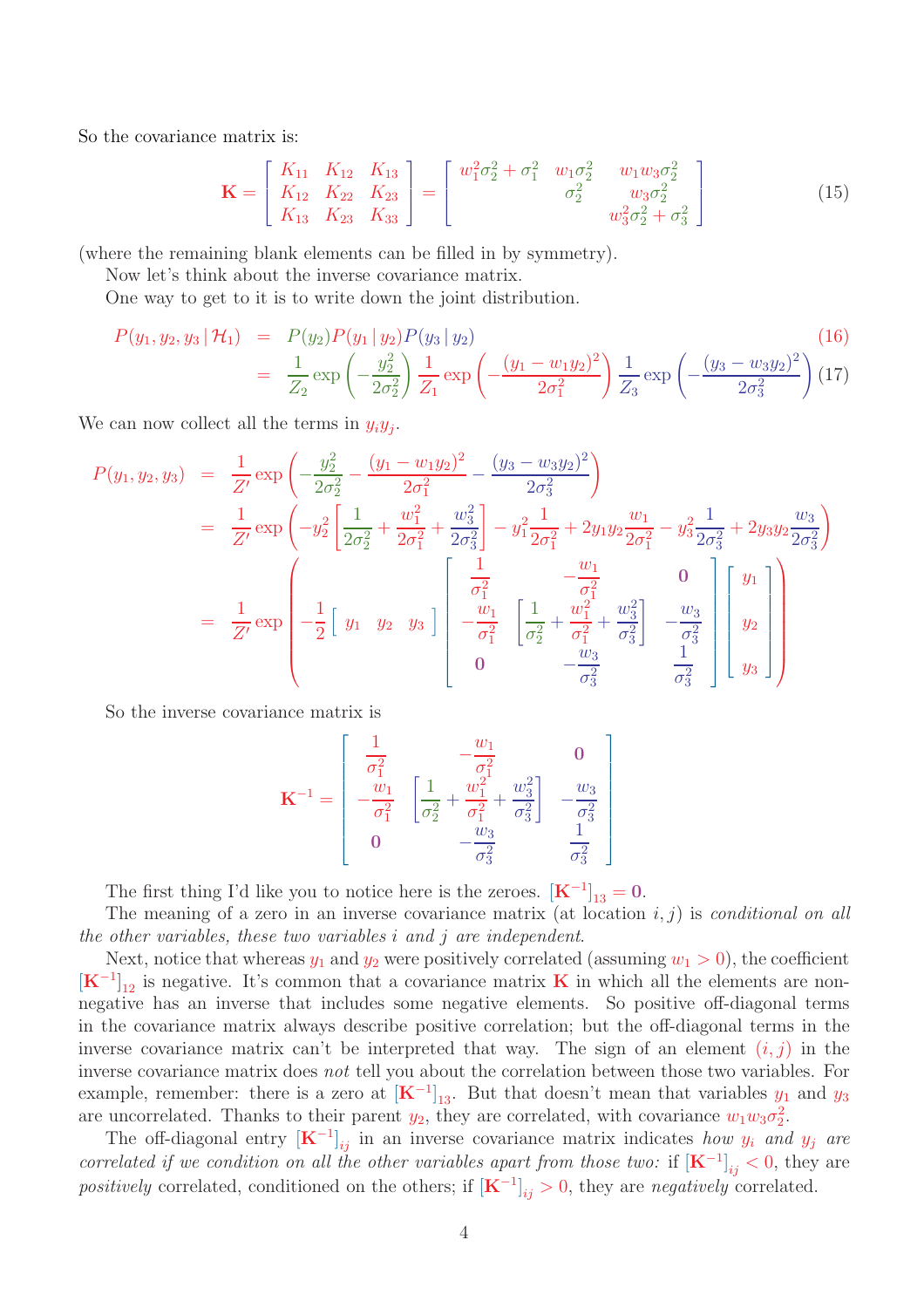So the covariance matrix is:

$$\mathbf{K} = \begin{bmatrix} K_{11} & K_{12} & K_{13} \\ K_{12} & K_{22} & K_{23} \\ K_{13} & K_{23} & K_{33} \end{bmatrix} = \begin{bmatrix} w_1^2\sigma_2^2 + \sigma_1^2 & w_1\sigma_2^2 & w_1 w_3 \sigma_2^2 \\ & \sigma_2^2 & w_3\sigma_2^2 \\ & & w_3^2\sigma_2^2 + \sigma_3^2 \end{bmatrix} \tag{15}$$

(where the remaining blank elements can be filled in by symmetry).

Now let's think about the inverse covariance matrix.

One way to get to it is to write down the joint distribution.

$$\begin{aligned} P(y_1, y_2, y_3 \,|\, \mathcal{H}_1) &= P(y_2)P(y_1 \,|\, y_2)P(y_3 \,|\, y_2) & (16) \\ &= \frac{1}{Z_2}\exp\left(-\frac{y_2^2}{2\sigma_2^2}\right)\frac{1}{Z_1}\exp\left(-\frac{(y_1 - w_1 y_2)^2}{2\sigma_1^2}\right)\frac{1}{Z_3}\exp\left(-\frac{(y_3 - w_3 y_2)^2}{2\sigma_3^2}\right) & (17) \end{aligned}$$

We can now collect all the terms in $y_i y_j$.

$$\begin{aligned} P(y_1, y_2, y_3) &= \frac{1}{Z'}\exp\left(-\frac{y_2^2}{2\sigma_2^2} - \frac{(y_1 - w_1 y_2)^2}{2\sigma_1^2} - \frac{(y_3 - w_3 y_2)^2}{2\sigma_3^2}\right) \\ &= \frac{1}{Z'}\exp\left(-y_2^2\left[\frac{1}{2\sigma_2^2} + \frac{w_1^2}{2\sigma_1^2} + \frac{w_3^2}{2\sigma_3^2}\right] - y_1^2\frac{1}{2\sigma_1^2} + 2y_1y_2\frac{w_1}{2\sigma_1^2} - y_3^2\frac{1}{2\sigma_3^2} + 2y_3y_2\frac{w_3}{2\sigma_3^2}\right) \\ &= \frac{1}{Z'}\exp\left(-\frac{1}{2}\begin{bmatrix} y_1 & y_2 & y_3 \end{bmatrix}\begin{bmatrix} \frac{1}{\sigma_1^2} & -\frac{w_1}{\sigma_1^2} & 0 \\ -\frac{w_1}{\sigma_1^2} & \left[\frac{1}{\sigma_2^2} + \frac{w_1^2}{\sigma_1^2} + \frac{w_3^2}{\sigma_3^2}\right] & -\frac{w_3}{\sigma_3^2} \\ 0 & -\frac{w_3}{\sigma_3^2} & \frac{1}{\sigma_3^2} \end{bmatrix}\begin{bmatrix} y_1 \\ y_2 \\ y_3 \end{bmatrix}\right) \end{aligned}$$

So the inverse covariance matrix is

$$\mathbf{K}^{-1} = \begin{bmatrix} \frac{1}{\sigma_1^2} & -\frac{w_1}{\sigma_1^2} & 0 \\ -\frac{w_1}{\sigma_1^2} & \left[\frac{1}{\sigma_2^2} + \frac{w_1^2}{\sigma_1^2} + \frac{w_3^2}{\sigma_3^2}\right] & -\frac{w_3}{\sigma_3^2} \\ 0 & -\frac{w_3}{\sigma_3^2} & \frac{1}{\sigma_3^2} \end{bmatrix}$$

The first thing I'd like you to notice here is the zeroes. $[\mathbf{K}^{-1}]_{13} = \mathbf{0}$.

The meaning of a zero in an inverse covariance matrix (at location $i, j$) is *conditional on all the other variables, these two variables $i$ and $j$ are independent*.

Next, notice that whereas $y_1$ and $y_2$ were positively correlated (assuming $w_1 > 0$), the coefficient $[\mathbf{K}^{-1}]_{12}$ is negative. It's common that a covariance matrix $\mathbf{K}$ in which all the elements are non-negative has an inverse that includes some negative elements. So positive off-diagonal terms in the covariance matrix always describe positive correlation; but the off-diagonal terms in the inverse covariance matrix can't be interpreted that way. The sign of an element $(i, j)$ in the inverse covariance matrix does *not* tell you about the correlation between those two variables. For example, remember: there is a zero at $[\mathbf{K}^{-1}]_{13}$. But that doesn't mean that variables $y_1$ and $y_3$ are uncorrelated. Thanks to their parent $y_2$, they are correlated, with covariance $w_1 w_3 \sigma_2^2$.

The off-diagonal entry $[\mathbf{K}^{-1}]_{ij}$ in an inverse covariance matrix indicates *how $y_i$ and $y_j$ are correlated if we condition on all the other variables apart from those two:* if $[\mathbf{K}^{-1}]_{ij} < 0$, they are *positively* correlated, conditioned on the others; if $[\mathbf{K}^{-1}]_{ij} > 0$, they are *negatively* correlated.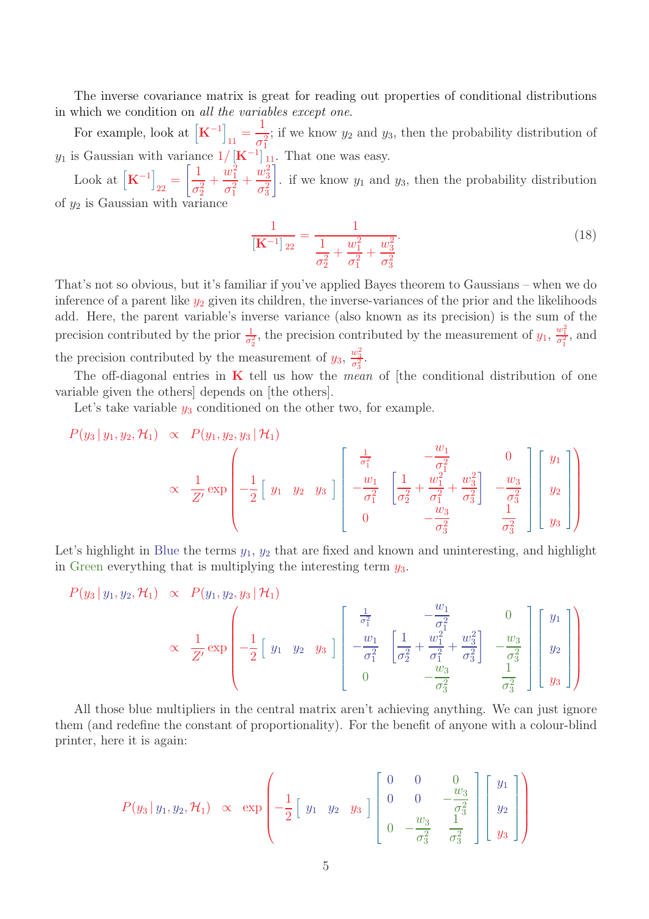The inverse covariance matrix is great for reading out properties of conditional distributions in which we condition on *all the variables except one*.

For example, look at $\left[\mathbf{K}^{-1}\right]_{11} = \frac{1}{\sigma_1^2}$; if we know $y_2$ and $y_3$, then the probability distribution of $y_1$ is Gaussian with variance $1/\left[\mathbf{K}^{-1}\right]_{11}$. That one was easy.

Look at $\left[\mathbf{K}^{-1}\right]_{22} = \left[\frac{1}{\sigma_2^2} + \frac{w_1^2}{\sigma_1^2} + \frac{w_3^2}{\sigma_3^2}\right]$. if we know $y_1$ and $y_3$, then the probability distribution of $y_2$ is Gaussian with variance

$$\frac{1}{\left[\mathbf{K}^{-1}\right]_{22}} = \frac{1}{\frac{1}{\sigma_2^2} + \frac{w_1^2}{\sigma_1^2} + \frac{w_3^2}{\sigma_3^2}}. \tag{18}$$

That's not so obvious, but it's familiar if you've applied Bayes theorem to Gaussians – when we do inference of a parent like $y_2$ given its children, the inverse-variances of the prior and the likelihoods add. Here, the parent variable's inverse variance (also known as its precision) is the sum of the precision contributed by the prior $\frac{1}{\sigma_2^2}$, the precision contributed by the measurement of $y_1$, $\frac{w_1^2}{\sigma_1^2}$, and the precision contributed by the measurement of $y_3$, $\frac{w_3^2}{\sigma_3^2}$.

The off-diagonal entries in $\mathbf{K}$ tell us how the *mean* of [the conditional distribution of one variable given the others] depends on [the others].

Let's take variable $y_3$ conditioned on the other two, for example.

$$\begin{aligned}
P(y_3 \mid y_1, y_2, \mathcal{H}_1) &\propto P(y_1, y_2, y_3 \mid \mathcal{H}_1) \\
&\propto \frac{1}{Z'} \exp\left( -\frac{1}{2} \begin{bmatrix} y_1 & y_2 & y_3 \end{bmatrix} \begin{bmatrix} \frac{1}{\sigma_1^2} & -\frac{w_1}{\sigma_1^2} & 0 \\ -\frac{w_1}{\sigma_1^2} & \left[\frac{1}{\sigma_2^2} + \frac{w_1^2}{\sigma_1^2} + \frac{w_3^2}{\sigma_3^2}\right] & -\frac{w_3}{\sigma_3^2} \\ 0 & -\frac{w_3}{\sigma_3^2} & \frac{1}{\sigma_3^2} \end{bmatrix} \begin{bmatrix} y_1 \\ y_2 \\ y_3 \end{bmatrix} \right)
\end{aligned}$$

Let's highlight in Blue the terms $y_1$, $y_2$ that are fixed and known and uninteresting, and highlight in Green everything that is multiplying the interesting term $y_3$.

$$\begin{aligned}
P(y_3 \mid y_1, y_2, \mathcal{H}_1) &\propto P(y_1, y_2, y_3 \mid \mathcal{H}_1) \\
&\propto \frac{1}{Z'} \exp\left( -\frac{1}{2} \begin{bmatrix} y_1 & y_2 & y_3 \end{bmatrix} \begin{bmatrix} \frac{1}{\sigma_1^2} & -\frac{w_1}{\sigma_1^2} & 0 \\ -\frac{w_1}{\sigma_1^2} & \left[\frac{1}{\sigma_2^2} + \frac{w_1^2}{\sigma_1^2} + \frac{w_3^2}{\sigma_3^2}\right] & -\frac{w_3}{\sigma_3^2} \\ 0 & -\frac{w_3}{\sigma_3^2} & \frac{1}{\sigma_3^2} \end{bmatrix} \begin{bmatrix} y_1 \\ y_2 \\ y_3 \end{bmatrix} \right)
\end{aligned}$$

All those blue multipliers in the central matrix aren't achieving anything. We can just ignore them (and redefine the constant of proportionality). For the benefit of anyone with a colour-blind printer, here it is again:

$$P(y_3 \mid y_1, y_2, \mathcal{H}_1) \propto \exp\left( -\frac{1}{2} \begin{bmatrix} y_1 & y_2 & y_3 \end{bmatrix} \begin{bmatrix} 0 & 0 & 0 \\ 0 & 0 & -\frac{w_3}{\sigma_3^2} \\ 0 & -\frac{w_3}{\sigma_3^2} & \frac{1}{\sigma_3^2} \end{bmatrix} \begin{bmatrix} y_1 \\ y_2 \\ y_3 \end{bmatrix} \right)$$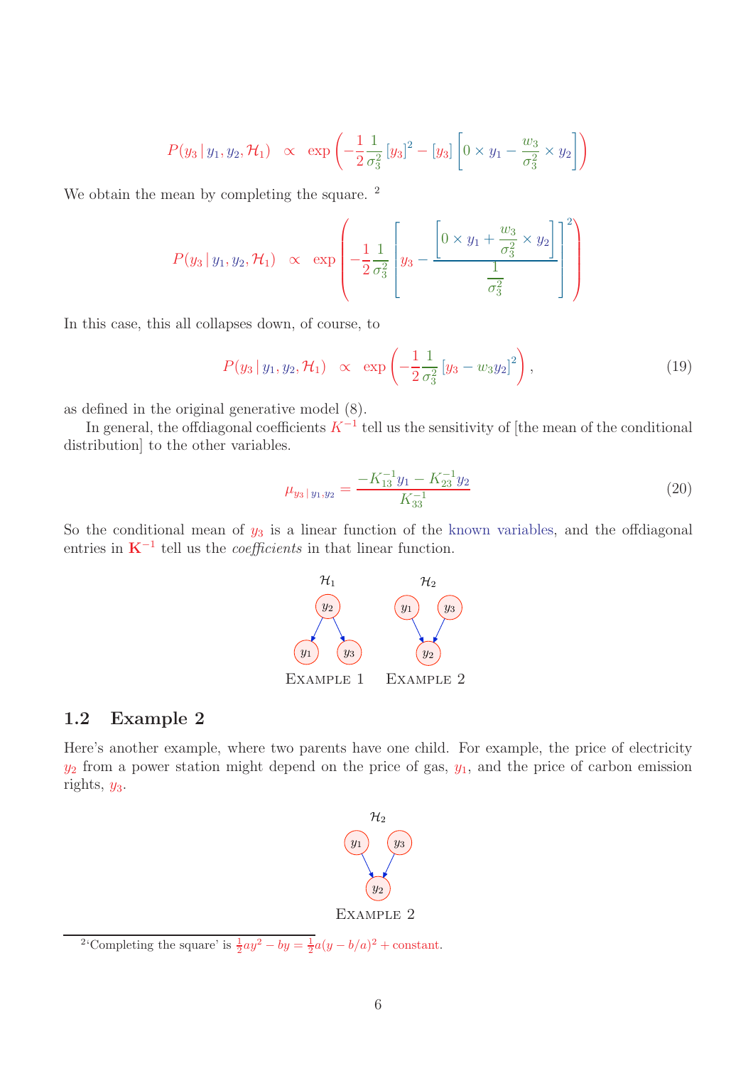$$P(y_3 \,|\, y_1, y_2, \mathcal{H}_1) \;\; \propto \;\; \exp\left( -\frac{1}{2}\frac{1}{\sigma_3^2}\left[y_3\right]^2 - \left[y_3\right]\left[ 0 \times y_1 - \frac{w_3}{\sigma_3^2} \times y_2 \right] \right)$$

We obtain the mean by completing the square. [2]

$$P(y_3 \,|\, y_1, y_2, \mathcal{H}_1) \;\; \propto \;\; \exp\left( -\frac{1}{2}\frac{1}{\sigma_3^2}\left[ y_3 - \frac{\left[ 0 \times y_1 + \frac{w_3}{\sigma_3^2} \times y_2 \right]}{\frac{1}{\sigma_3^2}} \right]^2 \right)$$

In this case, this all collapses down, of course, to

$$P(y_3 \,|\, y_1, y_2, \mathcal{H}_1) \;\; \propto \;\; \exp\left( -\frac{1}{2}\frac{1}{\sigma_3^2}\left[ y_3 - w_3 y_2 \right]^2 \right), \tag{19}$$

as defined in the original generative model (8).

In general, the offdiagonal coefficients $K^{-1}$ tell us the sensitivity of [the mean of the conditional distribution] to the other variables.

$$\mu_{y_3 \,|\, y_1, y_2} = \frac{-K^{-1}_{13} y_1 - K^{-1}_{23} y_2}{K^{-1}_{33}} \tag{20}$$

So the conditional mean of $y_3$ is a linear function of the known variables, and the offdiagonal entries in $\mathbf{K}^{-1}$ tell us the *coefficients* in that linear function.

$\mathcal{H}_1$ $\mathcal{H}_2$

EXAMPLE 1 EXAMPLE 2

## 1.2 Example 2

Here's another example, where two parents have one child. For example, the price of electricity $y_2$ from a power station might depend on the price of gas, $y_1$, and the price of carbon emission rights, $y_3$.

$\mathcal{H}_2$

EXAMPLE 2

[2] 'Completing the square' is $\frac{1}{2}ay^2 - by = \frac{1}{2}a(y - b/a)^2 + \text{constant}$.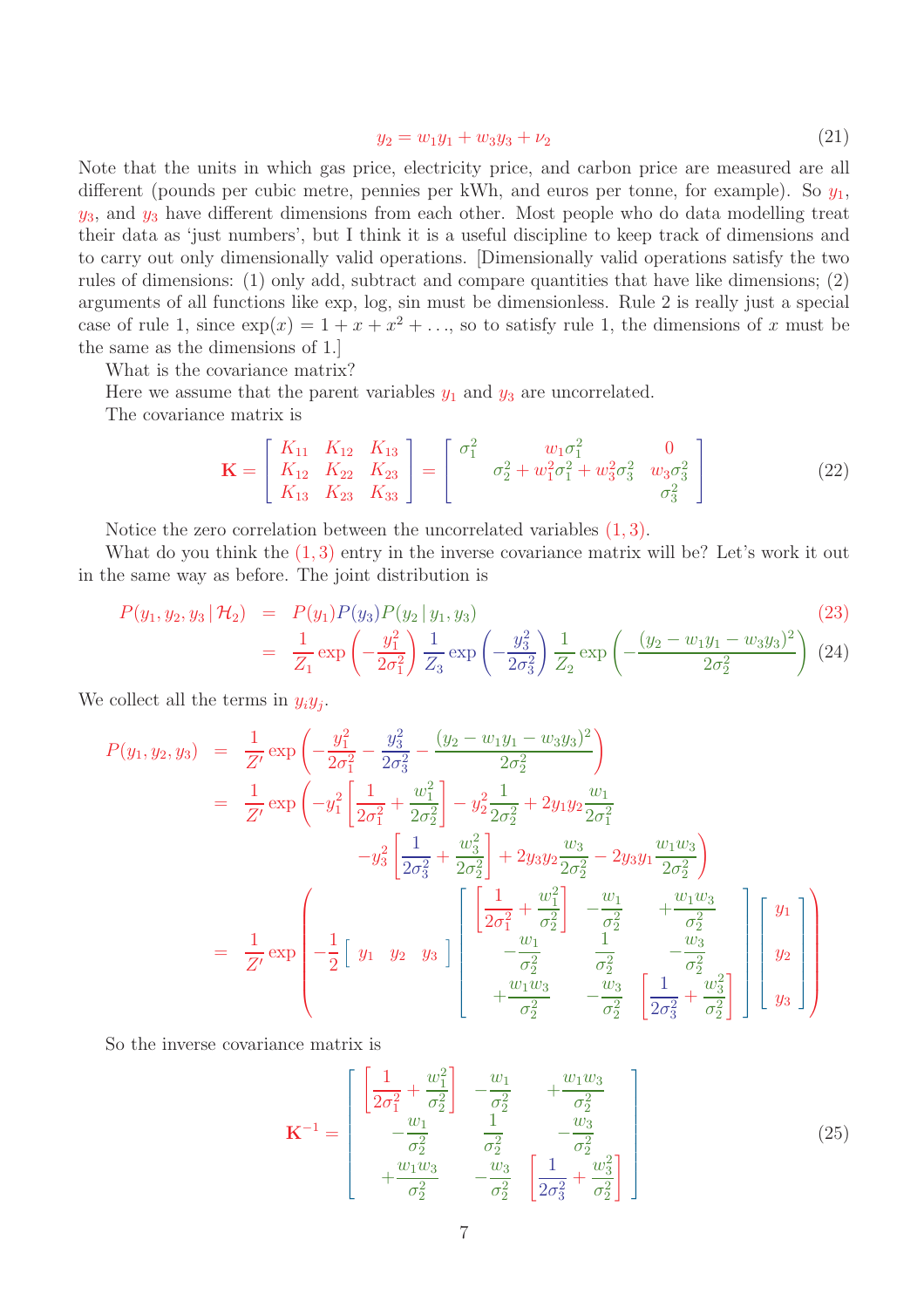$$y_2 = w_1 y_1 + w_3 y_3 + \nu_2 \tag{21}$$

Note that the units in which gas price, electricity price, and carbon price are measured are all different (pounds per cubic metre, pennies per kWh, and euros per tonne, for example). So $y_1$, $y_3$, and $y_3$ have different dimensions from each other. Most people who do data modelling treat their data as 'just numbers', but I think it is a useful discipline to keep track of dimensions and to carry out only dimensionally valid operations. [Dimensionally valid operations satisfy the two rules of dimensions: (1) only add, subtract and compare quantities that have like dimensions; (2) arguments of all functions like exp, log, sin must be dimensionless. Rule 2 is really just a special case of rule 1, since $\exp(x) = 1 + x + x^2 + \ldots$, so to satisfy rule 1, the dimensions of $x$ must be the same as the dimensions of 1.]

What is the covariance matrix?

Here we assume that the parent variables $y_1$ and $y_3$ are uncorrelated.

The covariance matrix is

$$\mathbf{K} = \begin{bmatrix} K_{11} & K_{12} & K_{13} \\ K_{12} & K_{22} & K_{23} \\ K_{13} & K_{23} & K_{33} \end{bmatrix} = \begin{bmatrix} \sigma_1^2 & w_1\sigma_1^2 & 0 \\ & \sigma_2^2 + w_1^2\sigma_1^2 + w_3^2\sigma_3^2 & w_3\sigma_3^2 \\ & & \sigma_3^2 \end{bmatrix} \tag{22}$$

Notice the zero correlation between the uncorrelated variables $(1,3)$.

What do you think the $(1,3)$ entry in the inverse covariance matrix will be? Let's work it out in the same way as before. The joint distribution is

$$\begin{aligned} P(y_1, y_2, y_3 \,|\, \mathcal{H}_2) &= P(y_1)P(y_3)P(y_2 \,|\, y_1, y_3) & (23) \\ &= \frac{1}{Z_1}\exp\left(-\frac{y_1^2}{2\sigma_1^2}\right)\frac{1}{Z_3}\exp\left(-\frac{y_3^2}{2\sigma_3^2}\right)\frac{1}{Z_2}\exp\left(-\frac{(y_2 - w_1y_1 - w_3y_3)^2}{2\sigma_2^2}\right) & (24) \end{aligned}$$

We collect all the terms in $y_iy_j$.

$$\begin{aligned} P(y_1, y_2, y_3) &= \frac{1}{Z'}\exp\left(-\frac{y_1^2}{2\sigma_1^2} - \frac{y_3^2}{2\sigma_3^2} - \frac{(y_2 - w_1y_1 - w_3y_3)^2}{2\sigma_2^2}\right) \\ &= \frac{1}{Z'}\exp\Bigg(-y_1^2\left[\frac{1}{2\sigma_1^2} + \frac{w_1^2}{2\sigma_2^2}\right] - y_2^2\frac{1}{2\sigma_2^2} + 2y_1y_2\frac{w_1}{2\sigma_1^2} \\ &\qquad\qquad -y_3^2\left[\frac{1}{2\sigma_3^2} + \frac{w_3^2}{2\sigma_2^2}\right] + 2y_3y_2\frac{w_3}{2\sigma_2^2} - 2y_3y_1\frac{w_1w_3}{2\sigma_2^2}\Bigg) \\ &= \frac{1}{Z'}\exp\left(-\frac{1}{2}\begin{bmatrix} y_1 & y_2 & y_3 \end{bmatrix}\begin{bmatrix} \left[\frac{1}{2\sigma_1^2} + \frac{w_1^2}{\sigma_2^2}\right] & -\frac{w_1}{\sigma_2^2} & +\frac{w_1w_3}{\sigma_2^2} \\ -\frac{w_1}{\sigma_2^2} & \frac{1}{\sigma_2^2} & -\frac{w_3}{\sigma_2^2} \\ +\frac{w_1w_3}{\sigma_2^2} & -\frac{w_3}{\sigma_2^2} & \left[\frac{1}{2\sigma_3^2} + \frac{w_3^2}{\sigma_2^2}\right] \end{bmatrix}\begin{bmatrix} y_1 \\ y_2 \\ y_3 \end{bmatrix}\right) \end{aligned}$$

So the inverse covariance matrix is

$$\mathbf{K}^{-1} = \begin{bmatrix} \left[\frac{1}{2\sigma_1^2} + \frac{w_1^2}{\sigma_2^2}\right] & -\frac{w_1}{\sigma_2^2} & +\frac{w_1w_3}{\sigma_2^2} \\ -\frac{w_1}{\sigma_2^2} & \frac{1}{\sigma_2^2} & -\frac{w_3}{\sigma_2^2} \\ +\frac{w_1w_3}{\sigma_2^2} & -\frac{w_3}{\sigma_2^2} & \left[\frac{1}{2\sigma_3^2} + \frac{w_3^2}{\sigma_2^2}\right] \end{bmatrix} \tag{25}$$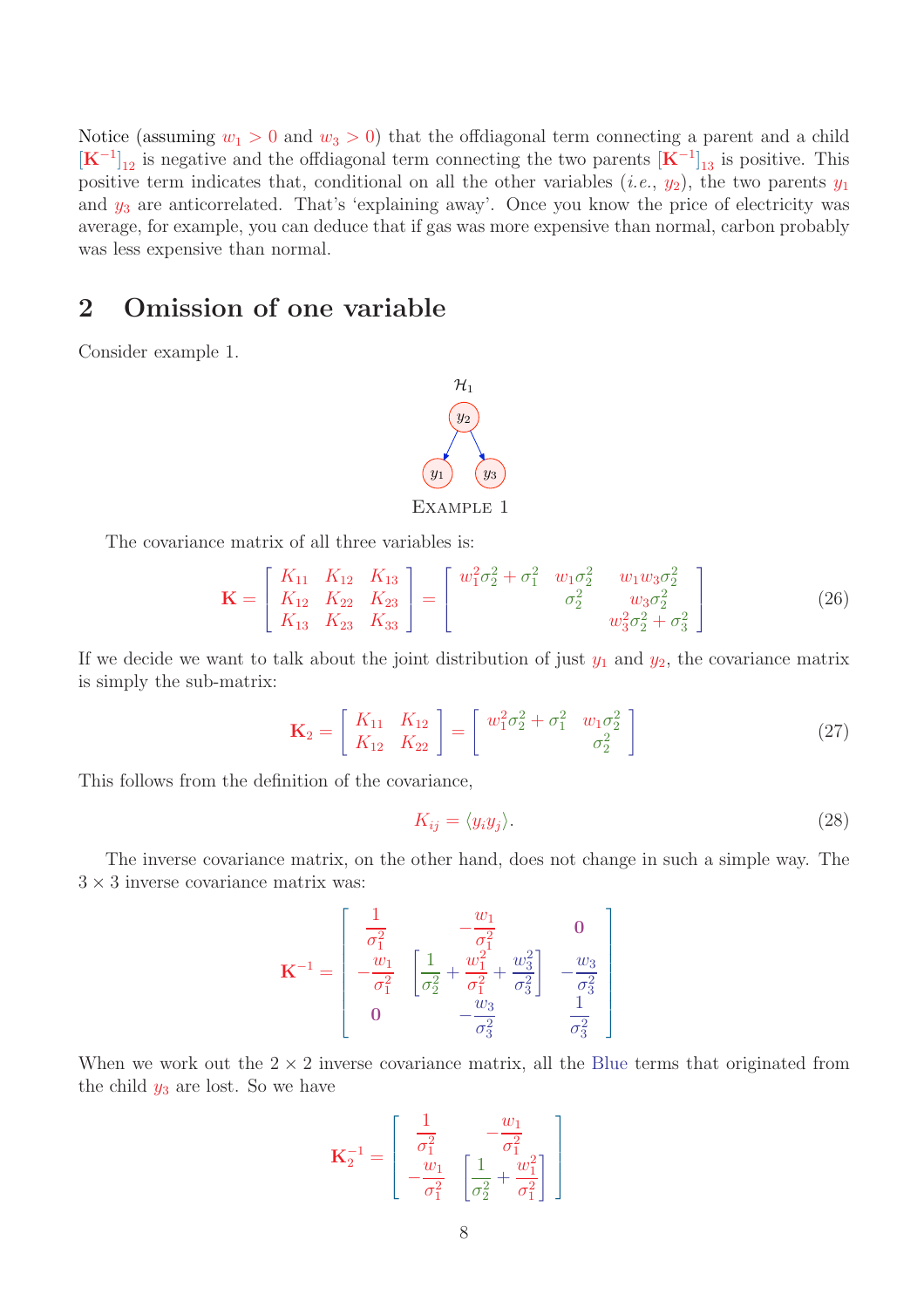Notice (assuming $w_1 > 0$ and $w_3 > 0$) that the offdiagonal term connecting a parent and a child $[\mathbf{K}^{-1}]_{12}$ is negative and the offdiagonal term connecting the two parents $[\mathbf{K}^{-1}]_{13}$ is positive. This positive term indicates that, conditional on all the other variables (*i.e.*, $y_2$), the two parents $y_1$ and $y_3$ are anticorrelated. That's 'explaining away'. Once you know the price of electricity was average, for example, you can deduce that if gas was more expensive than normal, carbon probably was less expensive than normal.

## 2 Omission of one variable

Consider example 1.

$\mathcal{H}_1$: $y_2 \rightarrow y_1$, $y_2 \rightarrow y_3$

EXAMPLE 1

The covariance matrix of all three variables is:

$$\mathbf{K} = \begin{bmatrix} K_{11} & K_{12} & K_{13} \\ K_{12} & K_{22} & K_{23} \\ K_{13} & K_{23} & K_{33} \end{bmatrix} = \begin{bmatrix} w_1^2\sigma_2^2 + \sigma_1^2 & w_1\sigma_2^2 & w_1 w_3 \sigma_2^2 \\ & \sigma_2^2 & w_3\sigma_2^2 \\ & & w_3^2\sigma_2^2 + \sigma_3^2 \end{bmatrix} \tag{26}$$

If we decide we want to talk about the joint distribution of just $y_1$ and $y_2$, the covariance matrix is simply the sub-matrix:

$$\mathbf{K}_2 = \begin{bmatrix} K_{11} & K_{12} \\ K_{12} & K_{22} \end{bmatrix} = \begin{bmatrix} w_1^2\sigma_2^2 + \sigma_1^2 & w_1\sigma_2^2 \\ & \sigma_2^2 \end{bmatrix} \tag{27}$$

This follows from the definition of the covariance,

$$K_{ij} = \langle y_i y_j \rangle. \tag{28}$$

The inverse covariance matrix, on the other hand, does not change in such a simple way. The $3 \times 3$ inverse covariance matrix was:

$$\mathbf{K}^{-1} = \begin{bmatrix} \frac{1}{\sigma_1^2} & -\frac{w_1}{\sigma_1^2} & \mathbf{0} \\ -\frac{w_1}{\sigma_1^2} & \left[\frac{1}{\sigma_2^2} + \frac{w_1^2}{\sigma_1^2} + \frac{w_3^2}{\sigma_3^2}\right] & -\frac{w_3}{\sigma_3^2} \\ \mathbf{0} & -\frac{w_3}{\sigma_3^2} & \frac{1}{\sigma_3^2} \end{bmatrix}$$

When we work out the $2 \times 2$ inverse covariance matrix, all the Blue terms that originated from the child $y_3$ are lost. So we have

$$\mathbf{K}_2^{-1} = \begin{bmatrix} \frac{1}{\sigma_1^2} & -\frac{w_1}{\sigma_1^2} \\ -\frac{w_1}{\sigma_1^2} & \left[\frac{1}{\sigma_2^2} + \frac{w_1^2}{\sigma_1^2}\right] \end{bmatrix}$$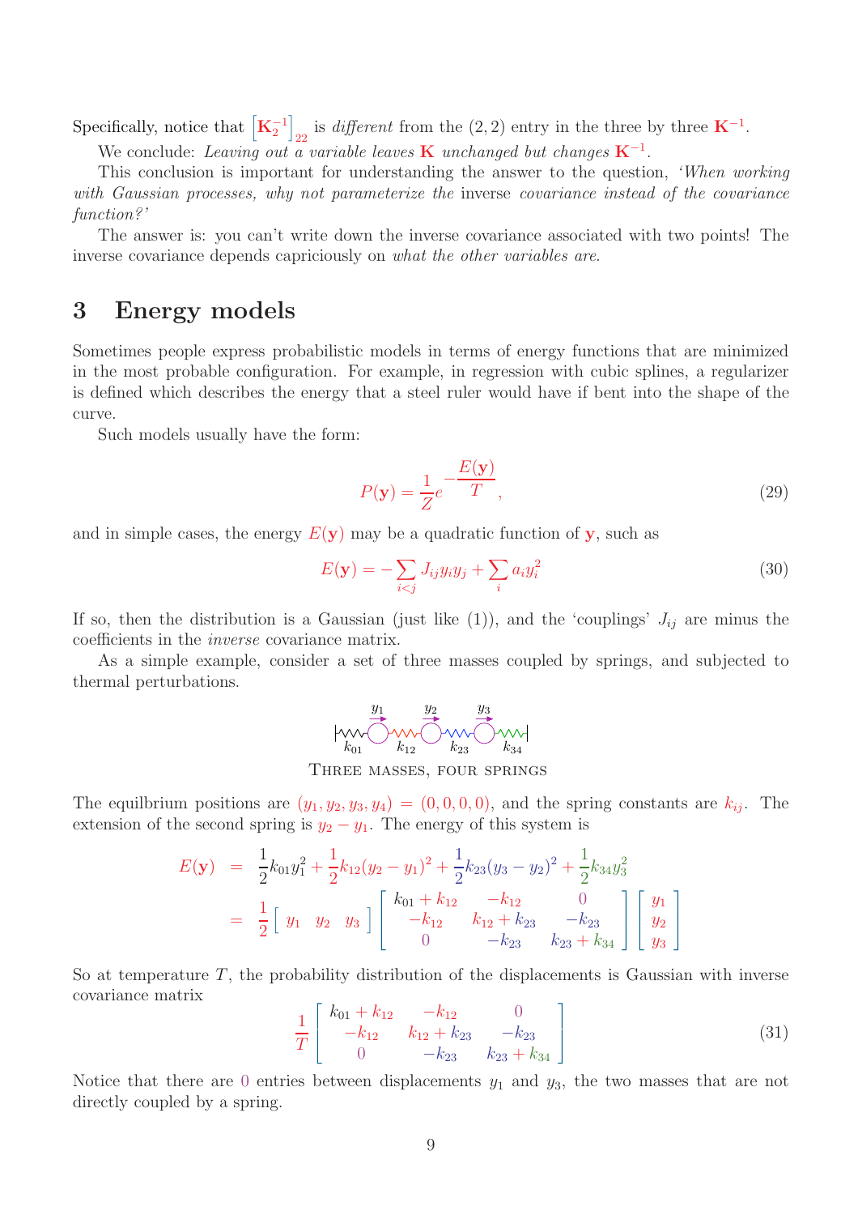Specifically, notice that $\left[\mathbf{K}_2^{-1}\right]_{22}$ is *different* from the $(2,2)$ entry in the three by three $\mathbf{K}^{-1}$.

We conclude: *Leaving out a variable leaves* $\mathbf{K}$ *unchanged but changes* $\mathbf{K}^{-1}$.

This conclusion is important for understanding the answer to the question, *'When working with Gaussian processes, why not parameterize the* inverse *covariance instead of the covariance function?'*

The answer is: you can't write down the inverse covariance associated with two points! The inverse covariance depends capriciously on *what the other variables are*.

## 3 Energy models

Sometimes people express probabilistic models in terms of energy functions that are minimized in the most probable configuration. For example, in regression with cubic splines, a regularizer is defined which describes the energy that a steel ruler would have if bent into the shape of the curve.

Such models usually have the form:

$$P(\mathbf{y}) = \frac{1}{Z} e^{-\frac{E(\mathbf{y})}{T}}, \tag{29}$$

and in simple cases, the energy $E(\mathbf{y})$ may be a quadratic function of $\mathbf{y}$, such as

$$E(\mathbf{y}) = -\sum_{i<j} J_{ij} y_i y_j + \sum_i a_i y_i^2 \tag{30}$$

If so, then the distribution is a Gaussian (just like (1)), and the 'couplings' $J_{ij}$ are minus the coefficients in the *inverse* covariance matrix.

As a simple example, consider a set of three masses coupled by springs, and subjected to thermal perturbations.

Three masses, four springs

The equilbrium positions are $(y_1, y_2, y_3, y_4) = (0, 0, 0, 0)$, and the spring constants are $k_{ij}$. The extension of the second spring is $y_2 - y_1$. The energy of this system is

$$\begin{aligned}
E(\mathbf{y}) &= \frac{1}{2}k_{01}y_1^2 + \frac{1}{2}k_{12}(y_2 - y_1)^2 + \frac{1}{2}k_{23}(y_3 - y_2)^2 + \frac{1}{2}k_{34}y_3^2 \\
&= \frac{1}{2}\begin{bmatrix} y_1 & y_2 & y_3 \end{bmatrix} \begin{bmatrix} k_{01} + k_{12} & -k_{12} & 0 \\ -k_{12} & k_{12} + k_{23} & -k_{23} \\ 0 & -k_{23} & k_{23} + k_{34} \end{bmatrix} \begin{bmatrix} y_1 \\ y_2 \\ y_3 \end{bmatrix}
\end{aligned}$$

So at temperature $T$, the probability distribution of the displacements is Gaussian with inverse covariance matrix

$$\frac{1}{T}\begin{bmatrix} k_{01} + k_{12} & -k_{12} & 0 \\ -k_{12} & k_{12} + k_{23} & -k_{23} \\ 0 & -k_{23} & k_{23} + k_{34} \end{bmatrix} \tag{31}$$

Notice that there are $0$ entries between displacements $y_1$ and $y_3$, the two masses that are not directly coupled by a spring.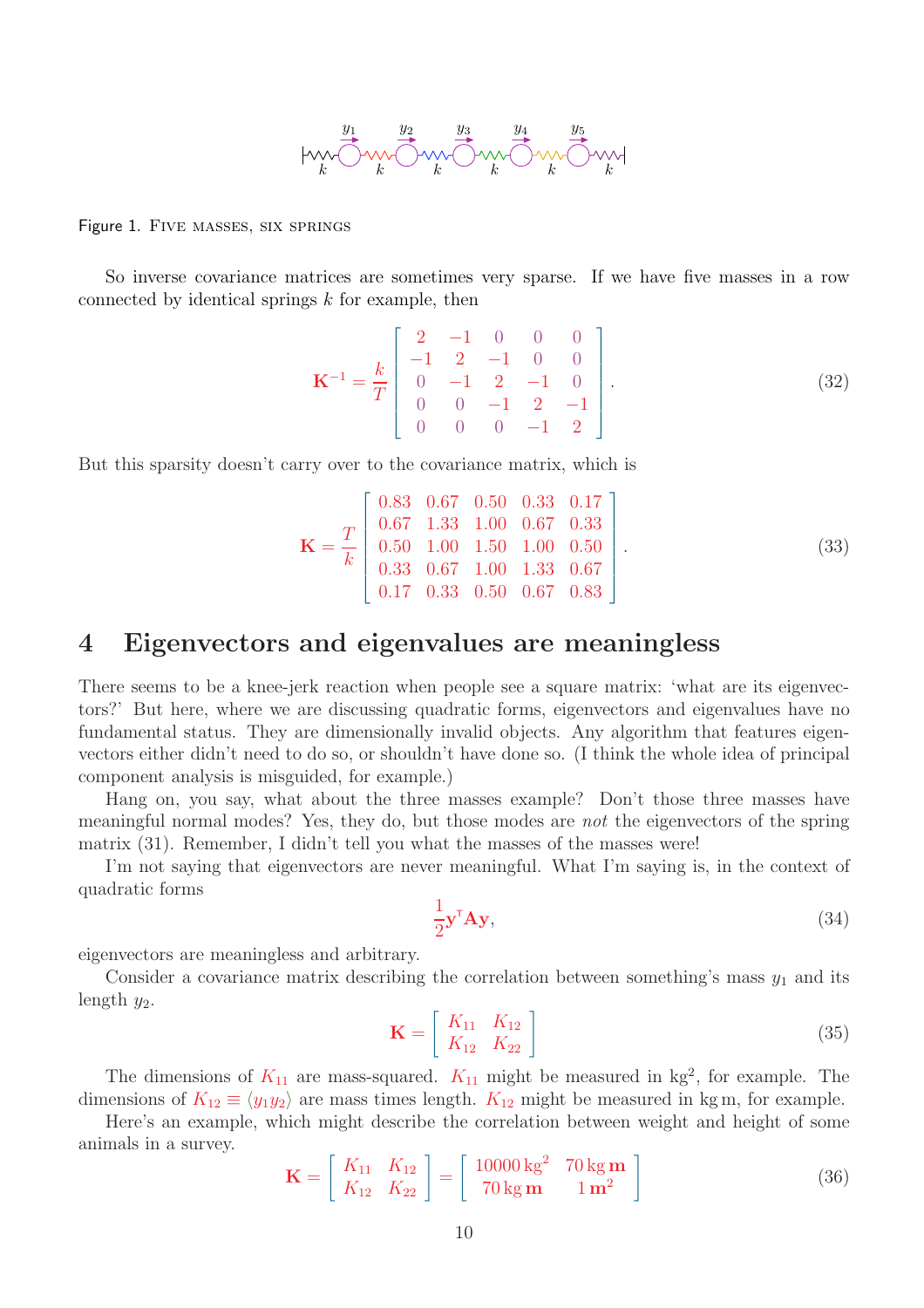Figure 1. Five masses, six springs

So inverse covariance matrices are sometimes very sparse. If we have five masses in a row connected by identical springs $k$ for example, then

$$\mathbf{K}^{-1} = \frac{k}{T}\begin{bmatrix} 2 & -1 & 0 & 0 & 0 \\ -1 & 2 & -1 & 0 & 0 \\ 0 & -1 & 2 & -1 & 0 \\ 0 & 0 & -1 & 2 & -1 \\ 0 & 0 & 0 & -1 & 2 \end{bmatrix}. \tag{32}$$

But this sparsity doesn't carry over to the covariance matrix, which is

$$\mathbf{K} = \frac{T}{k}\begin{bmatrix} 0.83 & 0.67 & 0.50 & 0.33 & 0.17 \\ 0.67 & 1.33 & 1.00 & 0.67 & 0.33 \\ 0.50 & 1.00 & 1.50 & 1.00 & 0.50 \\ 0.33 & 0.67 & 1.00 & 1.33 & 0.67 \\ 0.17 & 0.33 & 0.50 & 0.67 & 0.83 \end{bmatrix}. \tag{33}$$

# 4 Eigenvectors and eigenvalues are meaningless

There seems to be a knee-jerk reaction when people see a square matrix: 'what are its eigenvectors?' But here, where we are discussing quadratic forms, eigenvectors and eigenvalues have no fundamental status. They are dimensionally invalid objects. Any algorithm that features eigenvectors either didn't need to do so, or shouldn't have done so. (I think the whole idea of principal component analysis is misguided, for example.)

Hang on, you say, what about the three masses example? Don't those three masses have meaningful normal modes? Yes, they do, but those modes are *not* the eigenvectors of the spring matrix (31). Remember, I didn't tell you what the masses of the masses were!

I'm not saying that eigenvectors are never meaningful. What I'm saying is, in the context of quadratic forms

$$\frac{1}{2}\mathbf{y}^{\mathsf{T}}\mathbf{A}\mathbf{y}, \tag{34}$$

eigenvectors are meaningless and arbitrary.

Consider a covariance matrix describing the correlation between something's mass $y_1$ and its length $y_2$.

$$\mathbf{K} = \begin{bmatrix} K_{11} & K_{12} \\ K_{12} & K_{22} \end{bmatrix} \tag{35}$$

The dimensions of $K_{11}$ are mass-squared. $K_{11}$ might be measured in $\text{kg}^2$, for example. The dimensions of $K_{12} \equiv \langle y_1 y_2 \rangle$ are mass times length. $K_{12}$ might be measured in kg m, for example.

Here's an example, which might describe the correlation between weight and height of some animals in a survey.

$$\mathbf{K} = \begin{bmatrix} K_{11} & K_{12} \\ K_{12} & K_{22} \end{bmatrix} = \begin{bmatrix} 10000\,\text{kg}^2 & 70\,\text{kg}\,\mathbf{m} \\ 70\,\text{kg}\,\mathbf{m} & 1\,\mathbf{m}^2 \end{bmatrix} \tag{36}$$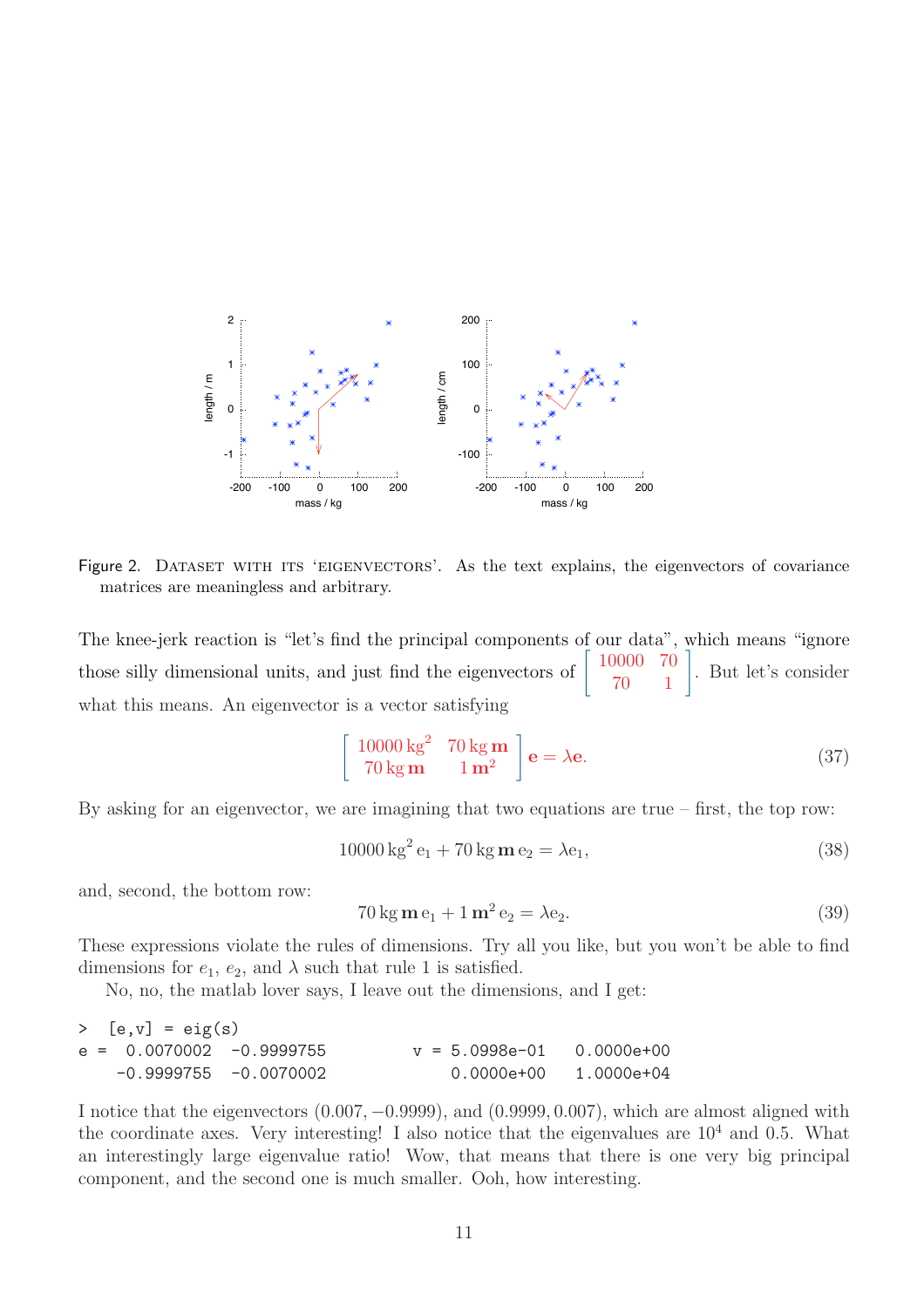Figure 2. DATASET WITH ITS 'EIGENVECTORS'. As the text explains, the eigenvectors of covariance matrices are meaningless and arbitrary.

The knee-jerk reaction is "let's find the principal components of our data", which means "ignore those silly dimensional units, and just find the eigenvectors of $\begin{bmatrix} 10000 & 70 \\ 70 & 1 \end{bmatrix}$. But let's consider what this means. An eigenvector is a vector satisfying

$$\begin{bmatrix} 10000\,\text{kg}^2 & 70\,\text{kg}\,\mathbf{m} \\ 70\,\text{kg}\,\mathbf{m} & 1\,\mathbf{m}^2 \end{bmatrix} \mathbf{e} = \lambda \mathbf{e}. \tag{37}$$

By asking for an eigenvector, we are imagining that two equations are true – first, the top row:

$$10000\,\text{kg}^2\,\text{e}_1 + 70\,\text{kg}\,\mathbf{m}\,\text{e}_2 = \lambda \text{e}_1, \tag{38}$$

and, second, the bottom row:

$$70\,\text{kg}\,\mathbf{m}\,\text{e}_1 + 1\,\mathbf{m}^2\,\text{e}_2 = \lambda \text{e}_2. \tag{39}$$

These expressions violate the rules of dimensions. Try all you like, but you won't be able to find dimensions for $e_1$, $e_2$, and $\lambda$ such that rule 1 is satisfied.

No, no, the matlab lover says, I leave out the dimensions, and I get:

```
>  [e,v] = eig(s)
e =   0.0070002  -0.9999755           v = 5.0998e-01   0.0000e+00
     -0.9999755  -0.0070002               0.0000e+00   1.0000e+04
```

I notice that the eigenvectors $(0.007, -0.9999)$, and $(0.9999, 0.007)$, which are almost aligned with the coordinate axes. Very interesting! I also notice that the eigenvalues are $10^4$ and 0.5. What an interestingly large eigenvalue ratio! Wow, that means that there is one very big principal component, and the second one is much smaller. Ooh, how interesting.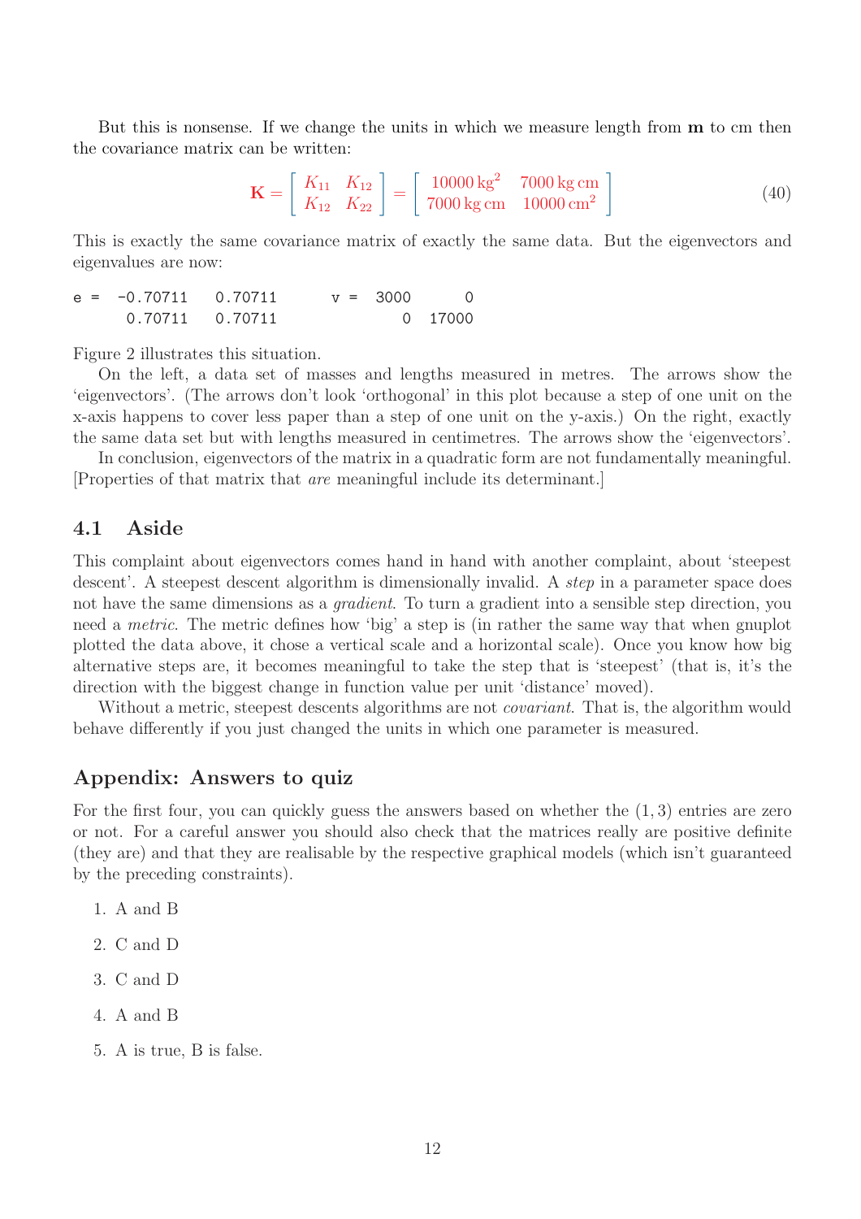But this is nonsense. If we change the units in which we measure length from **m** to cm then the covariance matrix can be written:

$$\mathbf{K} = \begin{bmatrix} K_{11} & K_{12} \\ K_{12} & K_{22} \end{bmatrix} = \begin{bmatrix} 10000\,\mathrm{kg}^2 & 7000\,\mathrm{kg\,cm} \\ 7000\,\mathrm{kg\,cm} & 10000\,\mathrm{cm}^2 \end{bmatrix} \tag{40}$$

This is exactly the same covariance matrix of exactly the same data. But the eigenvectors and eigenvalues are now:

```
e =  -0.70711   0.70711      v =  3000      0
      0.70711   0.70711              0  17000
```

Figure 2 illustrates this situation.

On the left, a data set of masses and lengths measured in metres. The arrows show the 'eigenvectors'. (The arrows don't look 'orthogonal' in this plot because a step of one unit on the x-axis happens to cover less paper than a step of one unit on the y-axis.) On the right, exactly the same data set but with lengths measured in centimetres. The arrows show the 'eigenvectors'.

In conclusion, eigenvectors of the matrix in a quadratic form are not fundamentally meaningful. [Properties of that matrix that *are* meaningful include its determinant.]

## 4.1 Aside

This complaint about eigenvectors comes hand in hand with another complaint, about 'steepest descent'. A steepest descent algorithm is dimensionally invalid. A *step* in a parameter space does not have the same dimensions as a *gradient*. To turn a gradient into a sensible step direction, you need a *metric*. The metric defines how 'big' a step is (in rather the same way that when gnuplot plotted the data above, it chose a vertical scale and a horizontal scale). Once you know how big alternative steps are, it becomes meaningful to take the step that is 'steepest' (that is, it's the direction with the biggest change in function value per unit 'distance' moved).

Without a metric, steepest descents algorithms are not *covariant*. That is, the algorithm would behave differently if you just changed the units in which one parameter is measured.

## Appendix: Answers to quiz

For the first four, you can quickly guess the answers based on whether the $(1,3)$ entries are zero or not. For a careful answer you should also check that the matrices really are positive definite (they are) and that they are realisable by the respective graphical models (which isn't guaranteed by the preceding constraints).

1. A and B
2. C and D
3. C and D
4. A and B
5. A is true, B is false.